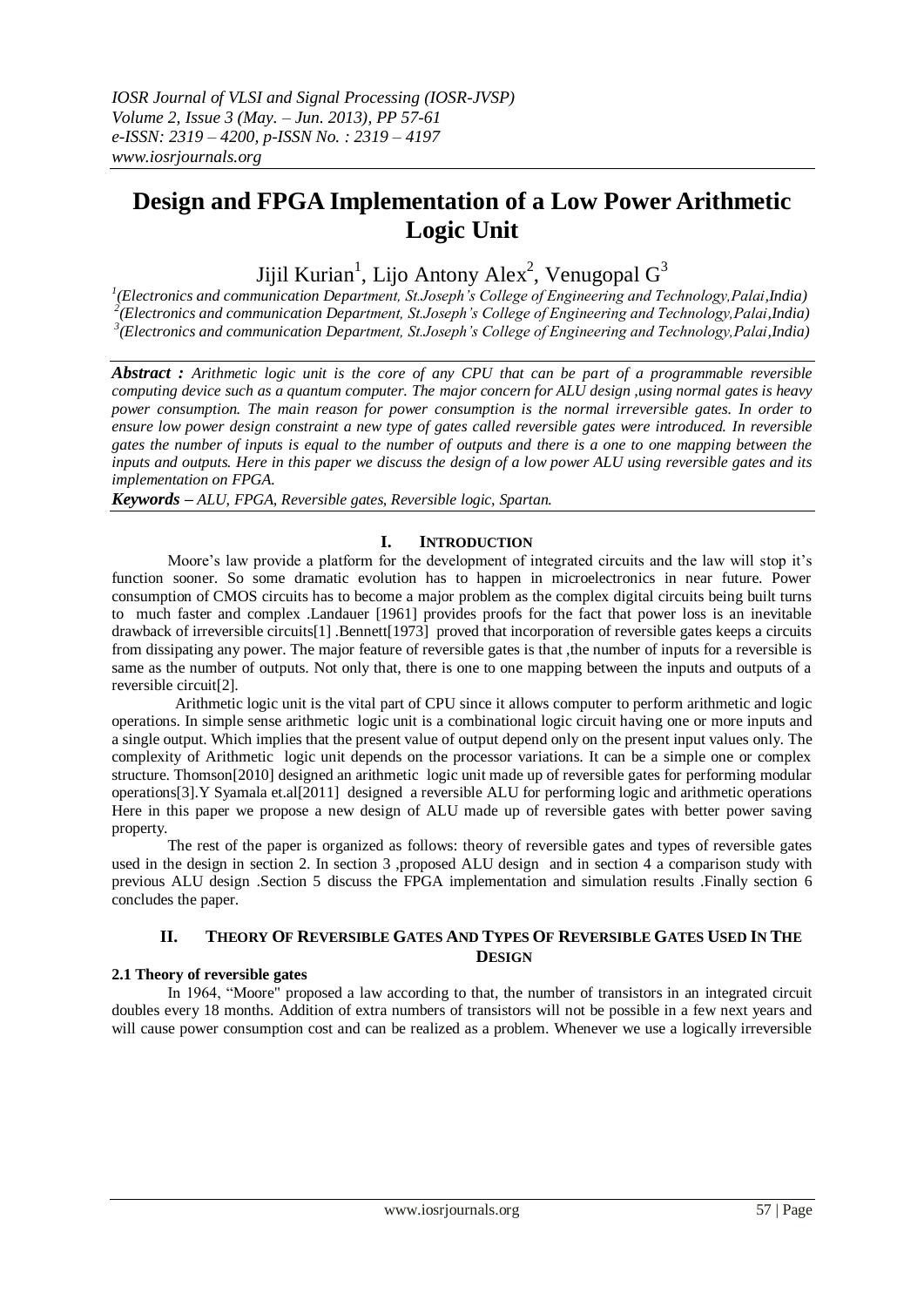# Design and FPGA Implementation of a Low Power Arithmetic Logic Unit

Jijil Kurian[1], Lijo Antony Alex[2], Venugopal G[3]

[1](Electronics and communication Department, St.Joseph's College of Engineering and Technology,Palai,India)
[2](Electronics and communication Department, St.Joseph's College of Engineering and Technology,Palai,India)
[3](Electronics and communication Department, St.Joseph's College of Engineering and Technology,Palai,India)

***Abstract :*** *Arithmetic logic unit is the core of any CPU that can be part of a programmable reversible computing device such as a quantum computer. The major concern for ALU design ,using normal gates is heavy power consumption. The main reason for power consumption is the normal irreversible gates. In order to ensure low power design constraint a new type of gates called reversible gates were introduced. In reversible gates the number of inputs is equal to the number of outputs and there is a one to one mapping between the inputs and outputs. Here in this paper we discuss the design of a low power ALU using reversible gates and its implementation on FPGA.*

***Keywords*** *– ALU, FPGA, Reversible gates, Reversible logic, Spartan.*

## I. Introduction

Moore's law provide a platform for the development of integrated circuits and the law will stop it's function sooner. So some dramatic evolution has to happen in microelectronics in near future. Power consumption of CMOS circuits has to become a major problem as the complex digital circuits being built turns to much faster and complex .Landauer [1961] provides proofs for the fact that power loss is an inevitable drawback of irreversible circuits[1] .Bennett[1973] proved that incorporation of reversible gates keeps a circuits from dissipating any power. The major feature of reversible gates is that ,the number of inputs for a reversible is same as the number of outputs. Not only that, there is one to one mapping between the inputs and outputs of a reversible circuit[2].

Arithmetic logic unit is the vital part of CPU since it allows computer to perform arithmetic and logic operations. In simple sense arithmetic logic unit is a combinational logic circuit having one or more inputs and a single output. Which implies that the present value of output depend only on the present input values only. The complexity of Arithmetic logic unit depends on the processor variations. It can be a simple one or complex structure. Thomson[2010] designed an arithmetic logic unit made up of reversible gates for performing modular operations[3].Y Syamala et.al[2011] designed a reversible ALU for performing logic and arithmetic operations Here in this paper we propose a new design of ALU made up of reversible gates with better power saving property.

The rest of the paper is organized as follows: theory of reversible gates and types of reversible gates used in the design in section 2. In section 3 ,proposed ALU design and in section 4 a comparison study with previous ALU design .Section 5 discuss the FPGA implementation and simulation results .Finally section 6 concludes the paper.

## II. Theory Of Reversible Gates And Types Of Reversible Gates Used In The Design

### 2.1 Theory of reversible gates

In 1964, "Moore" proposed a law according to that, the number of transistors in an integrated circuit doubles every 18 months. Addition of extra numbers of transistors will not be possible in a few next years and will cause power consumption cost and can be realized as a problem. Whenever we use a logically irreversible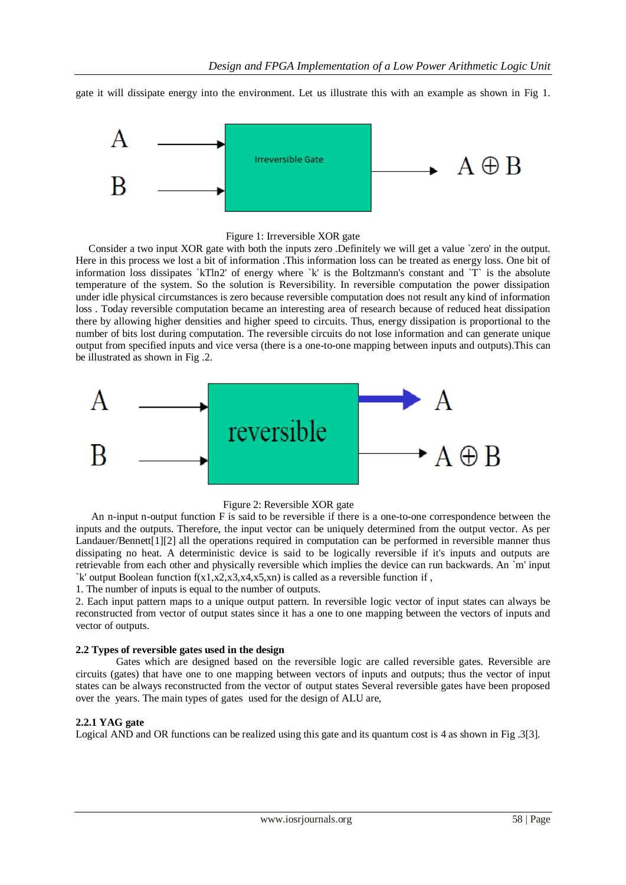gate it will dissipate energy into the environment. Let us illustrate this with an example as shown in Fig 1.

Figure 1: Irreversible XOR gate

Consider a two input XOR gate with both the inputs zero .Definitely we will get a value `zero' in the output. Here in this process we lost a bit of information .This information loss can be treated as energy loss. One bit of information loss dissipates `kTln2' of energy where `k' is the Boltzmann's constant and `T` is the absolute temperature of the system. So the solution is Reversibility. In reversible computation the power dissipation under idle physical circumstances is zero because reversible computation does not result any kind of information loss . Today reversible computation became an interesting area of research because of reduced heat dissipation there by allowing higher densities and higher speed to circuits. Thus, energy dissipation is proportional to the number of bits lost during computation. The reversible circuits do not lose information and can generate unique output from specified inputs and vice versa (there is a one-to-one mapping between inputs and outputs).This can be illustrated as shown in Fig .2.

Figure 2: Reversible XOR gate

An n-input n-output function F is said to be reversible if there is a one-to-one correspondence between the inputs and the outputs. Therefore, the input vector can be uniquely determined from the output vector. As per Landauer/Bennett[1][2] all the operations required in computation can be performed in reversible manner thus dissipating no heat. A deterministic device is said to be logically reversible if it's inputs and outputs are retrievable from each other and physically reversible which implies the device can run backwards. An `m' input `k' output Boolean function $f(x1,x2,x3,x4,x5,xn)$ is called as a reversible function if ,

1. The number of inputs is equal to the number of outputs.
2. Each input pattern maps to a unique output pattern. In reversible logic vector of input states can always be reconstructed from vector of output states since it has a one to one mapping between the vectors of inputs and vector of outputs.

### 2.2 Types of reversible gates used in the design

Gates which are designed based on the reversible logic are called reversible gates. Reversible are circuits (gates) that have one to one mapping between vectors of inputs and outputs; thus the vector of input states can be always reconstructed from the vector of output states Several reversible gates have been proposed over the years. The main types of gates used for the design of ALU are,

#### 2.2.1 YAG gate

Logical AND and OR functions can be realized using this gate and its quantum cost is 4 as shown in Fig .3[3].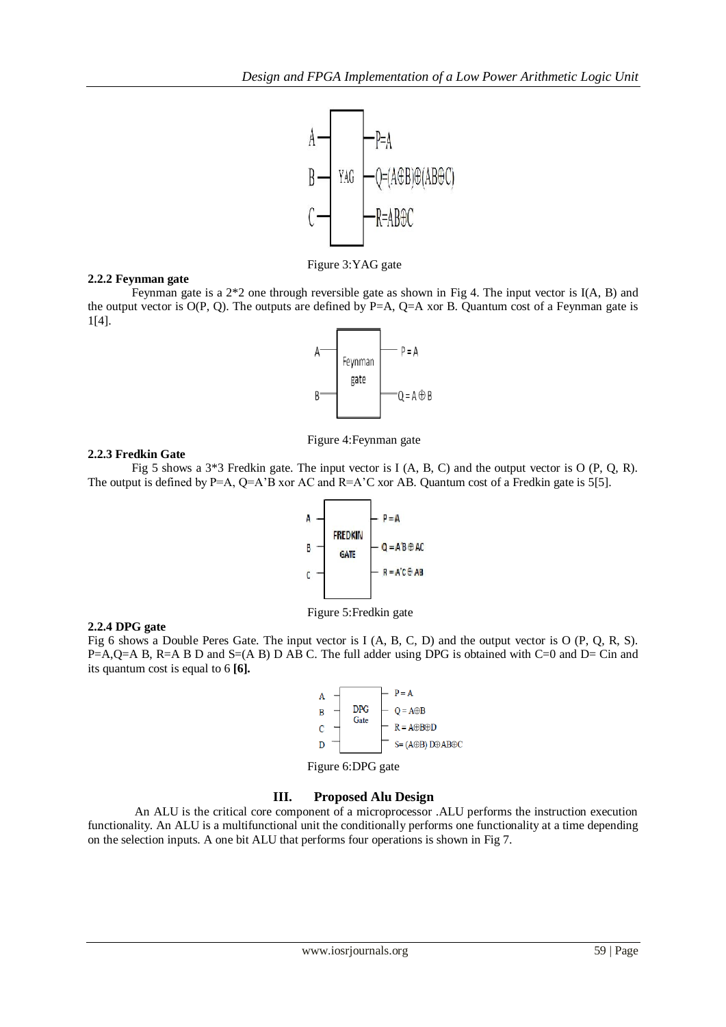Figure 3:YAG gate

### 2.2.2 Feynman gate

Feynman gate is a 2*2 one through reversible gate as shown in Fig 4. The input vector is I(A, B) and the output vector is O(P, Q). The outputs are defined by P=A, Q=A xor B. Quantum cost of a Feynman gate is 1[4].

Figure 4:Feynman gate

### 2.2.3 Fredkin Gate

Fig 5 shows a 3*3 Fredkin gate. The input vector is I (A, B, C) and the output vector is O (P, Q, R). The output is defined by P=A, Q=A'B xor AC and R=A'C xor AB. Quantum cost of a Fredkin gate is 5[5].

Figure 5:Fredkin gate

### 2.2.4 DPG gate

Fig 6 shows a Double Peres Gate. The input vector is I (A, B, C, D) and the output vector is O (P, Q, R, S). P=A,Q=A B, R=A B D and S=(A B) D AB C. The full adder using DPG is obtained with C=0 and D= Cin and its quantum cost is equal to 6 **[6].**

Figure 6:DPG gate

## III. Proposed Alu Design

An ALU is the critical core component of a microprocessor .ALU performs the instruction execution functionality. An ALU is a multifunctional unit the conditionally performs one functionality at a time depending on the selection inputs. A one bit ALU that performs four operations is shown in Fig 7.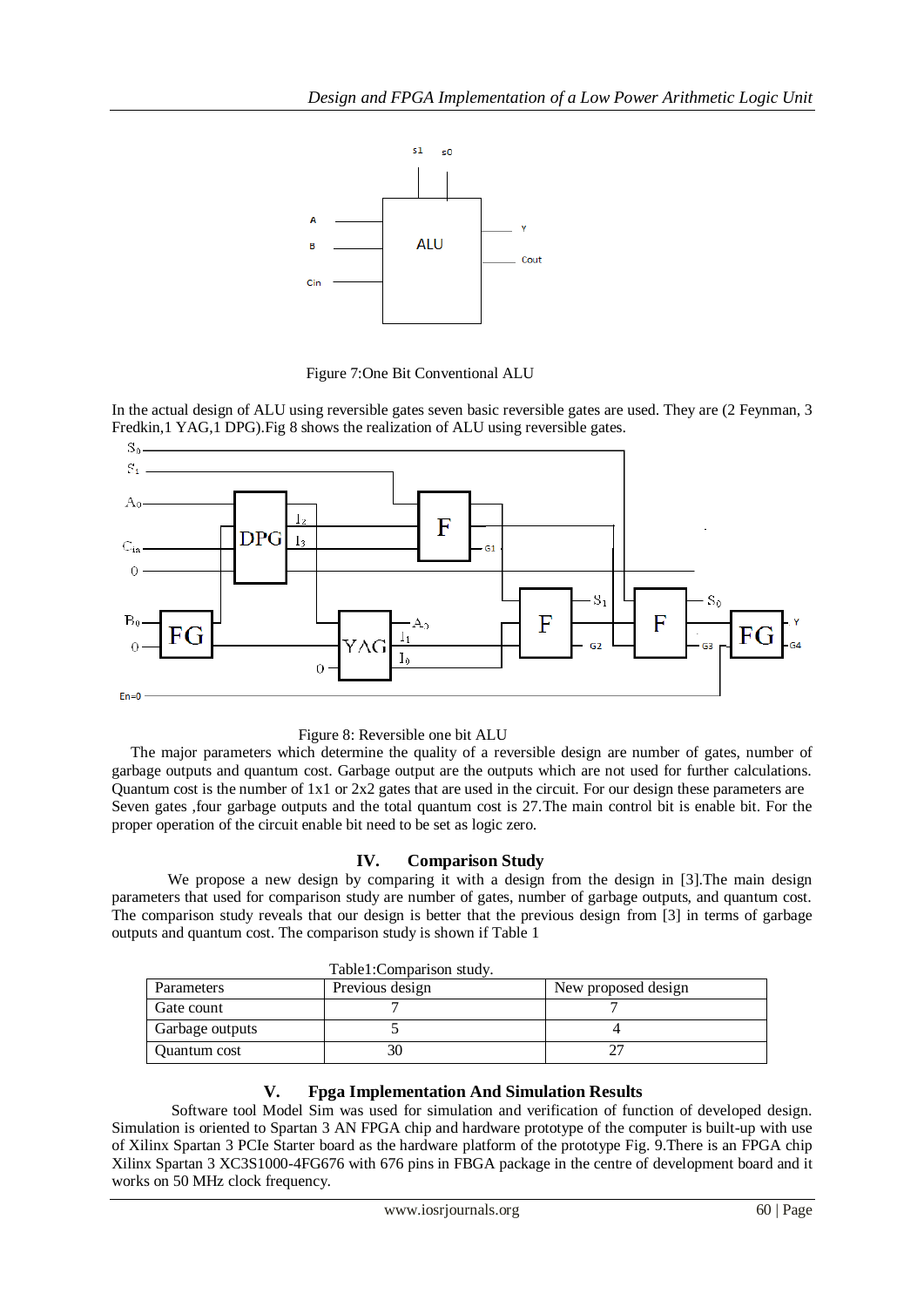Figure 7:One Bit Conventional ALU

In the actual design of ALU using reversible gates seven basic reversible gates are used. They are (2 Feynman, 3 Fredkin,1 YAG,1 DPG).Fig 8 shows the realization of ALU using reversible gates.

Figure 8: Reversible one bit ALU

The major parameters which determine the quality of a reversible design are number of gates, number of garbage outputs and quantum cost. Garbage output are the outputs which are not used for further calculations. Quantum cost is the number of 1x1 or 2x2 gates that are used in the circuit. For our design these parameters are Seven gates ,four garbage outputs and the total quantum cost is 27.The main control bit is enable bit. For the proper operation of the circuit enable bit need to be set as logic zero.

## IV. Comparison Study

We propose a new design by comparing it with a design from the design in [3].The main design parameters that used for comparison study are number of gates, number of garbage outputs, and quantum cost. The comparison study reveals that our design is better that the previous design from [3] in terms of garbage outputs and quantum cost. The comparison study is shown if Table 1

Table1:Comparison study.

| Parameters | Previous design | New proposed design |
|---|---|---|
| Gate count | 7 | 7 |
| Garbage outputs | 5 | 4 |
| Quantum cost | 30 | 27 |

## V. Fpga Implementation And Simulation Results

Software tool Model Sim was used for simulation and verification of function of developed design. Simulation is oriented to Spartan 3 AN FPGA chip and hardware prototype of the computer is built-up with use of Xilinx Spartan 3 PCIe Starter board as the hardware platform of the prototype Fig. 9.There is an FPGA chip Xilinx Spartan 3 XC3S1000-4FG676 with 676 pins in FBGA package in the centre of development board and it works on 50 MHz clock frequency.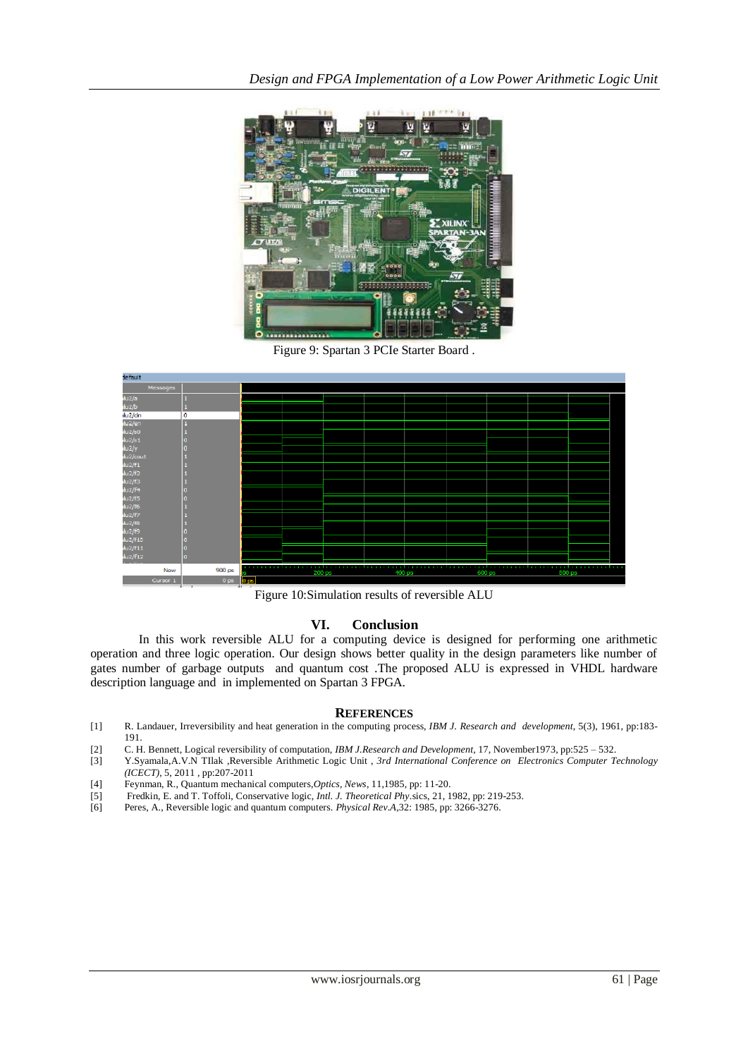Figure 9: Spartan 3 PCIe Starter Board .

Figure 10:Simulation results of reversible ALU

## VI. Conclusion

In this work reversible ALU for a computing device is designed for performing one arithmetic operation and three logic operation. Our design shows better quality in the design parameters like number of gates number of garbage outputs and quantum cost .The proposed ALU is expressed in VHDL hardware description language and in implemented on Spartan 3 FPGA.

## REFERENCES

[1] R. Landauer, Irreversibility and heat generation in the computing process, *IBM J. Research and development*, 5(3), 1961, pp:183-191.

[2] C. H. Bennett, Logical reversibility of computation, *IBM J.Research and Development*, 17, November1973, pp:525 – 532.

[3] Y.Syamala,A.V.N TIlak ,Reversible Arithmetic Logic Unit , *3rd International Conference on Electronics Computer Technology (ICECT)*, 5, 2011 , pp:207-2011

[4] Feynman, R., Quantum mechanical computers,*Optics, News*, 11,1985, pp: 11-20.

[5] Fredkin, E. and T. Toffoli, Conservative logic, *Intl. J. Theoretical Phy*.sics, 21, 1982, pp: 219-253.

[6] Peres, A., Reversible logic and quantum computers. *Physical Rev.A*,32: 1985, pp: 3266-3276.